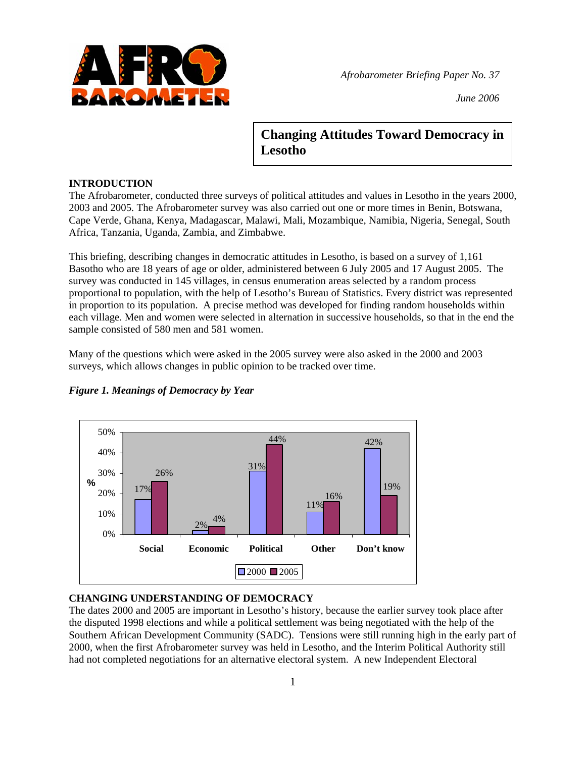*Afrobarometer Briefing Paper No. 37*

*June 2006*

# Changing Attitudes Toward Democracy in Lesotho

## INTRODUCTION

The Afrobarometer, conducted three surveys of political attitudes and values in Lesotho in the years 2000, 2003 and 2005. The Afrobarometer survey was also carried out one or more times in Benin, Botswana, Cape Verde, Ghana, Kenya, Madagascar, Malawi, Mali, Mozambique, Namibia, Nigeria, Senegal, South Africa, Tanzania, Uganda, Zambia, and Zimbabwe.

This briefing, describing changes in democratic attitudes in Lesotho, is based on a survey of 1,161 Basotho who are 18 years of age or older, administered between 6 July 2005 and 17 August 2005. The survey was conducted in 145 villages, in census enumeration areas selected by a random process proportional to population, with the help of Lesotho's Bureau of Statistics. Every district was represented in proportion to its population. A precise method was developed for finding random households within each village. Men and women were selected in alternation in successive households, so that in the end the sample consisted of 580 men and 581 women.

Many of the questions which were asked in the 2005 survey were also asked in the 2000 and 2003 surveys, which allows changes in public opinion to be tracked over time.

***Figure 1. Meanings of Democracy by Year***

| % | Social | Economic | Political | Other | Don't know |
|---|---|---|---|---|---|
| 2000 | 17% | 2% | 31% | 11% | 42% |
| 2005 | 26% | 4% | 44% | 16% | 19% |

## CHANGING UNDERSTANDING OF DEMOCRACY

The dates 2000 and 2005 are important in Lesotho's history, because the earlier survey took place after the disputed 1998 elections and while a political settlement was being negotiated with the help of the Southern African Development Community (SADC). Tensions were still running high in the early part of 2000, when the first Afrobarometer survey was held in Lesotho, and the Interim Political Authority still had not completed negotiations for an alternative electoral system. A new Independent Electoral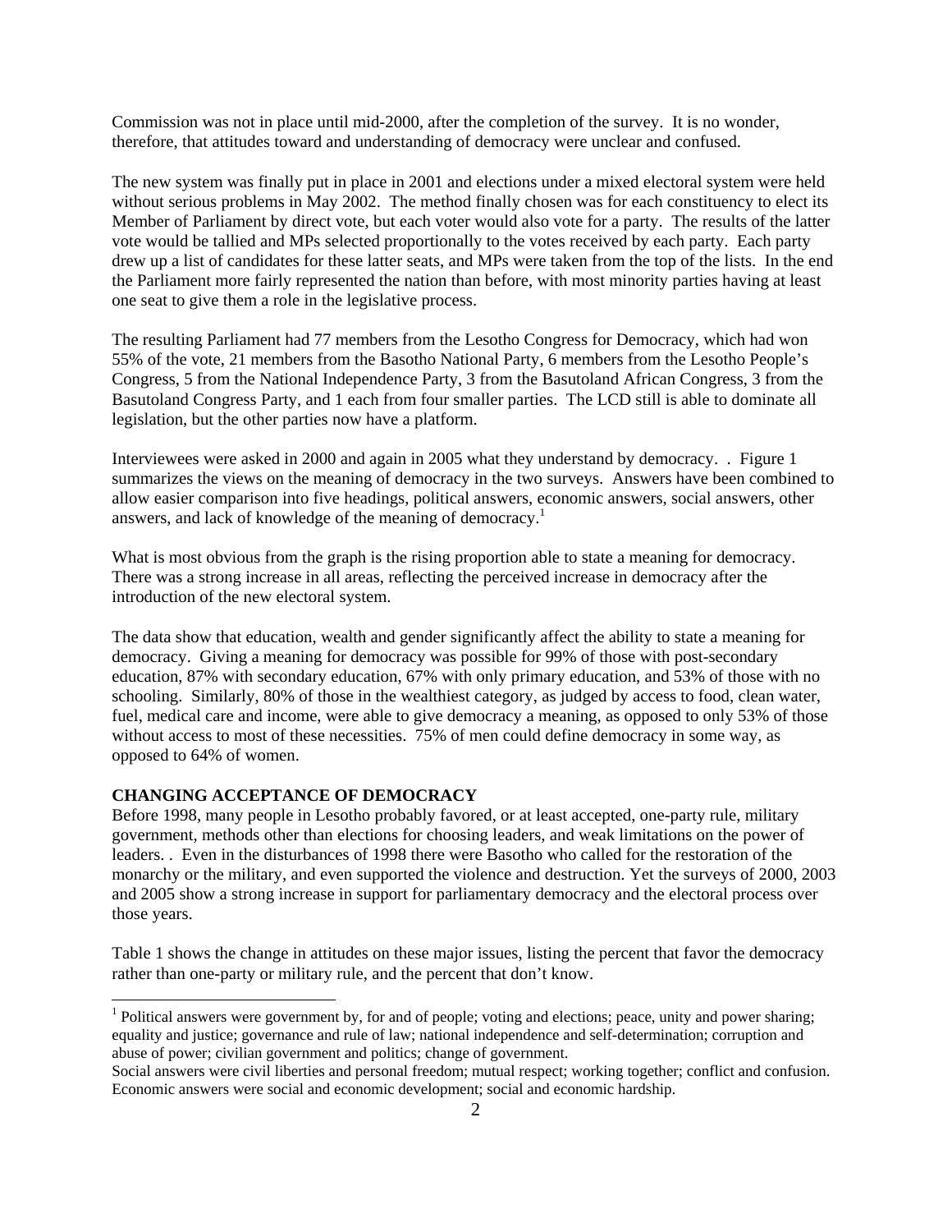Commission was not in place until mid-2000, after the completion of the survey. It is no wonder, therefore, that attitudes toward and understanding of democracy were unclear and confused.

The new system was finally put in place in 2001 and elections under a mixed electoral system were held without serious problems in May 2002. The method finally chosen was for each constituency to elect its Member of Parliament by direct vote, but each voter would also vote for a party. The results of the latter vote would be tallied and MPs selected proportionally to the votes received by each party. Each party drew up a list of candidates for these latter seats, and MPs were taken from the top of the lists. In the end the Parliament more fairly represented the nation than before, with most minority parties having at least one seat to give them a role in the legislative process.

The resulting Parliament had 77 members from the Lesotho Congress for Democracy, which had won 55% of the vote, 21 members from the Basotho National Party, 6 members from the Lesotho People's Congress, 5 from the National Independence Party, 3 from the Basutoland African Congress, 3 from the Basutoland Congress Party, and 1 each from four smaller parties. The LCD still is able to dominate all legislation, but the other parties now have a platform.

Interviewees were asked in 2000 and again in 2005 what they understand by democracy. . Figure 1 summarizes the views on the meaning of democracy in the two surveys. Answers have been combined to allow easier comparison into five headings, political answers, economic answers, social answers, other answers, and lack of knowledge of the meaning of democracy.[1]

What is most obvious from the graph is the rising proportion able to state a meaning for democracy. There was a strong increase in all areas, reflecting the perceived increase in democracy after the introduction of the new electoral system.

The data show that education, wealth and gender significantly affect the ability to state a meaning for democracy. Giving a meaning for democracy was possible for 99% of those with post-secondary education, 87% with secondary education, 67% with only primary education, and 53% of those with no schooling. Similarly, 80% of those in the wealthiest category, as judged by access to food, clean water, fuel, medical care and income, were able to give democracy a meaning, as opposed to only 53% of those without access to most of these necessities. 75% of men could define democracy in some way, as opposed to 64% of women.

**CHANGING ACCEPTANCE OF DEMOCRACY**

Before 1998, many people in Lesotho probably favored, or at least accepted, one-party rule, military government, methods other than elections for choosing leaders, and weak limitations on the power of leaders. . Even in the disturbances of 1998 there were Basotho who called for the restoration of the monarchy or the military, and even supported the violence and destruction. Yet the surveys of 2000, 2003 and 2005 show a strong increase in support for parliamentary democracy and the electoral process over those years.

Table 1 shows the change in attitudes on these major issues, listing the percent that favor the democracy rather than one-party or military rule, and the percent that don't know.

---

[1] Political answers were government by, for and of people; voting and elections; peace, unity and power sharing; equality and justice; governance and rule of law; national independence and self-determination; corruption and abuse of power; civilian government and politics; change of government.
Social answers were civil liberties and personal freedom; mutual respect; working together; conflict and confusion.
Economic answers were social and economic development; social and economic hardship.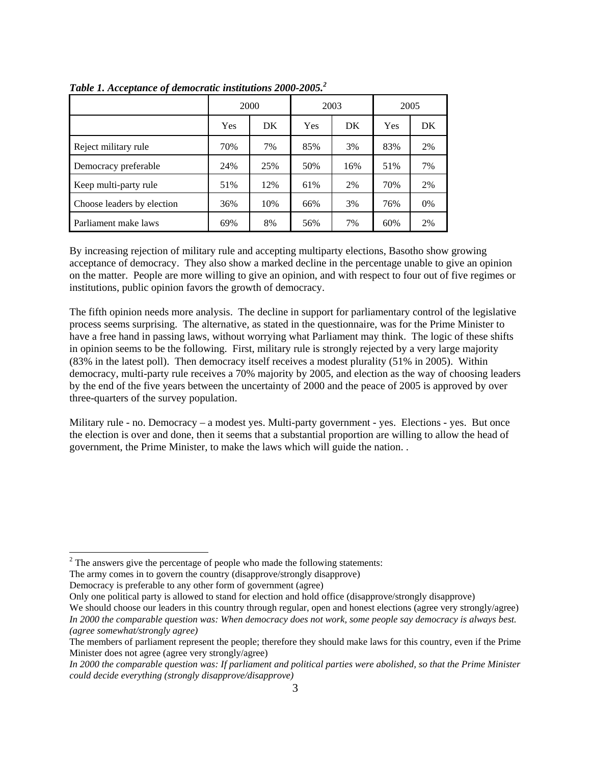***Table 1. Acceptance of democratic institutions 2000-2005.[2]***

| | 2000 | | 2003 | | 2005 | |
|---|---|---|---|---|---|---|
| | Yes | DK | Yes | DK | Yes | DK |
| Reject military rule | 70% | 7% | 85% | 3% | 83% | 2% |
| Democracy preferable | 24% | 25% | 50% | 16% | 51% | 7% |
| Keep multi-party rule | 51% | 12% | 61% | 2% | 70% | 2% |
| Choose leaders by election | 36% | 10% | 66% | 3% | 76% | 0% |
| Parliament make laws | 69% | 8% | 56% | 7% | 60% | 2% |

By increasing rejection of military rule and accepting multiparty elections, Basotho show growing acceptance of democracy. They also show a marked decline in the percentage unable to give an opinion on the matter. People are more willing to give an opinion, and with respect to four out of five regimes or institutions, public opinion favors the growth of democracy.

The fifth opinion needs more analysis. The decline in support for parliamentary control of the legislative process seems surprising. The alternative, as stated in the questionnaire, was for the Prime Minister to have a free hand in passing laws, without worrying what Parliament may think. The logic of these shifts in opinion seems to be the following. First, military rule is strongly rejected by a very large majority (83% in the latest poll). Then democracy itself receives a modest plurality (51% in 2005). Within democracy, multi-party rule receives a 70% majority by 2005, and election as the way of choosing leaders by the end of the five years between the uncertainty of 2000 and the peace of 2005 is approved by over three-quarters of the survey population.

Military rule - no. Democracy – a modest yes. Multi-party government - yes. Elections - yes. But once the election is over and done, then it seems that a substantial proportion are willing to allow the head of government, the Prime Minister, to make the laws which will guide the nation. .

---

[2] The answers give the percentage of people who made the following statements:
The army comes in to govern the country (disapprove/strongly disapprove)
Democracy is preferable to any other form of government (agree)
Only one political party is allowed to stand for election and hold office (disapprove/strongly disapprove)
We should choose our leaders in this country through regular, open and honest elections (agree very strongly/agree)
*In 2000 the comparable question was: When democracy does not work, some people say democracy is always best. (agree somewhat/strongly agree)*
The members of parliament represent the people; therefore they should make laws for this country, even if the Prime Minister does not agree (agree very strongly/agree)
*In 2000 the comparable question was: If parliament and political parties were abolished, so that the Prime Minister could decide everything (strongly disapprove/disapprove)*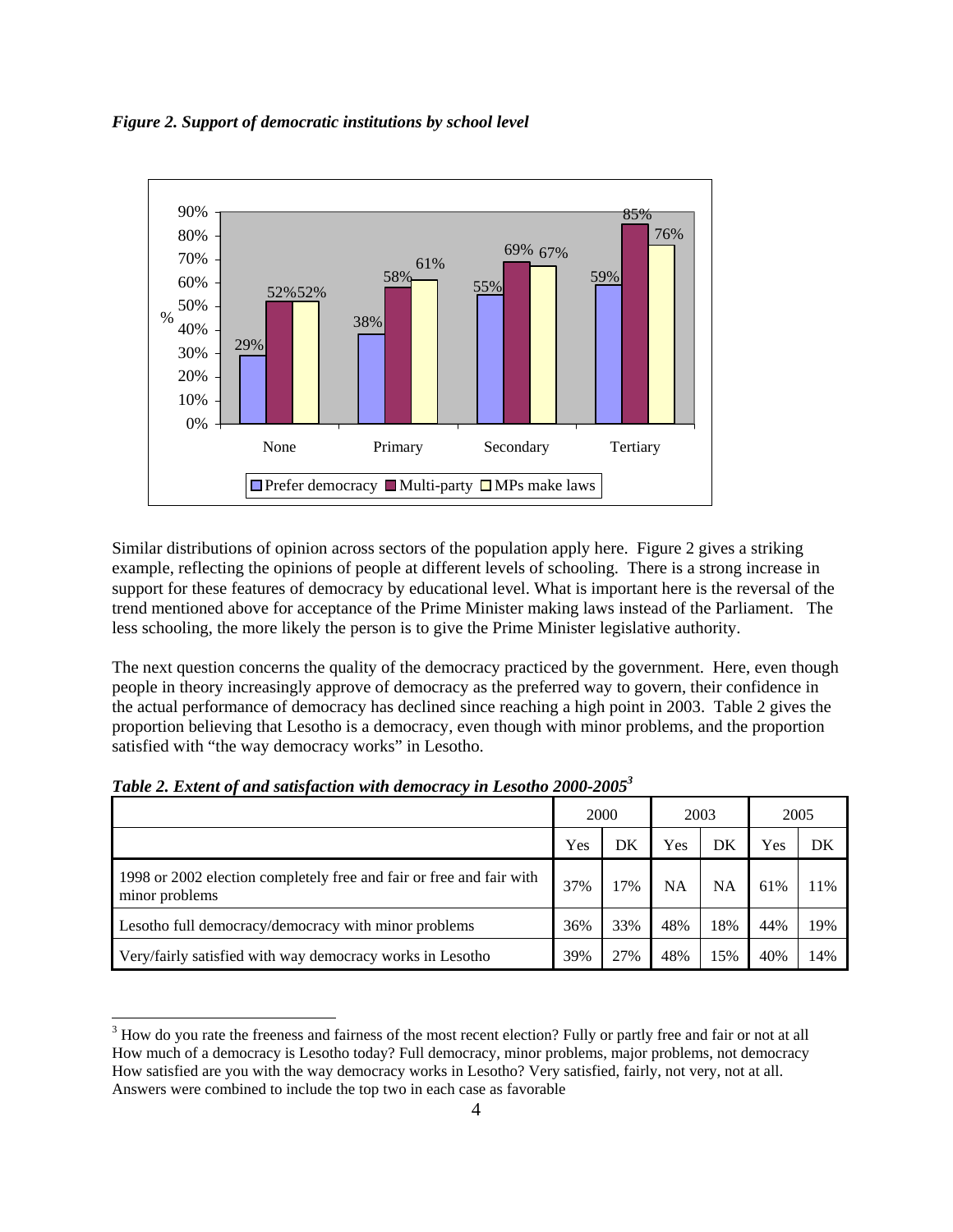***Figure 2. Support of democratic institutions by school level***

Similar distributions of opinion across sectors of the population apply here. Figure 2 gives a striking example, reflecting the opinions of people at different levels of schooling. There is a strong increase in support for these features of democracy by educational level. What is important here is the reversal of the trend mentioned above for acceptance of the Prime Minister making laws instead of the Parliament. The less schooling, the more likely the person is to give the Prime Minister legislative authority.

The next question concerns the quality of the democracy practiced by the government. Here, even though people in theory increasingly approve of democracy as the preferred way to govern, their confidence in the actual performance of democracy has declined since reaching a high point in 2003. Table 2 gives the proportion believing that Lesotho is a democracy, even though with minor problems, and the proportion satisfied with "the way democracy works" in Lesotho.

***Table 2. Extent of and satisfaction with democracy in Lesotho 2000-2005***[3]

| | 2000 | | 2003 | | 2005 | |
|---|---|---|---|---|---|---|
| | Yes | DK | Yes | DK | Yes | DK |
| 1998 or 2002 election completely free and fair or free and fair with minor problems | 37% | 17% | NA | NA | 61% | 11% |
| Lesotho full democracy/democracy with minor problems | 36% | 33% | 48% | 18% | 44% | 19% |
| Very/fairly satisfied with way democracy works in Lesotho | 39% | 27% | 48% | 15% | 40% | 14% |

[3] How do you rate the freeness and fairness of the most recent election? Fully or partly free and fair or not at all
How much of a democracy is Lesotho today? Full democracy, minor problems, major problems, not democracy
How satisfied are you with the way democracy works in Lesotho? Very satisfied, fairly, not very, not at all.
Answers were combined to include the top two in each case as favorable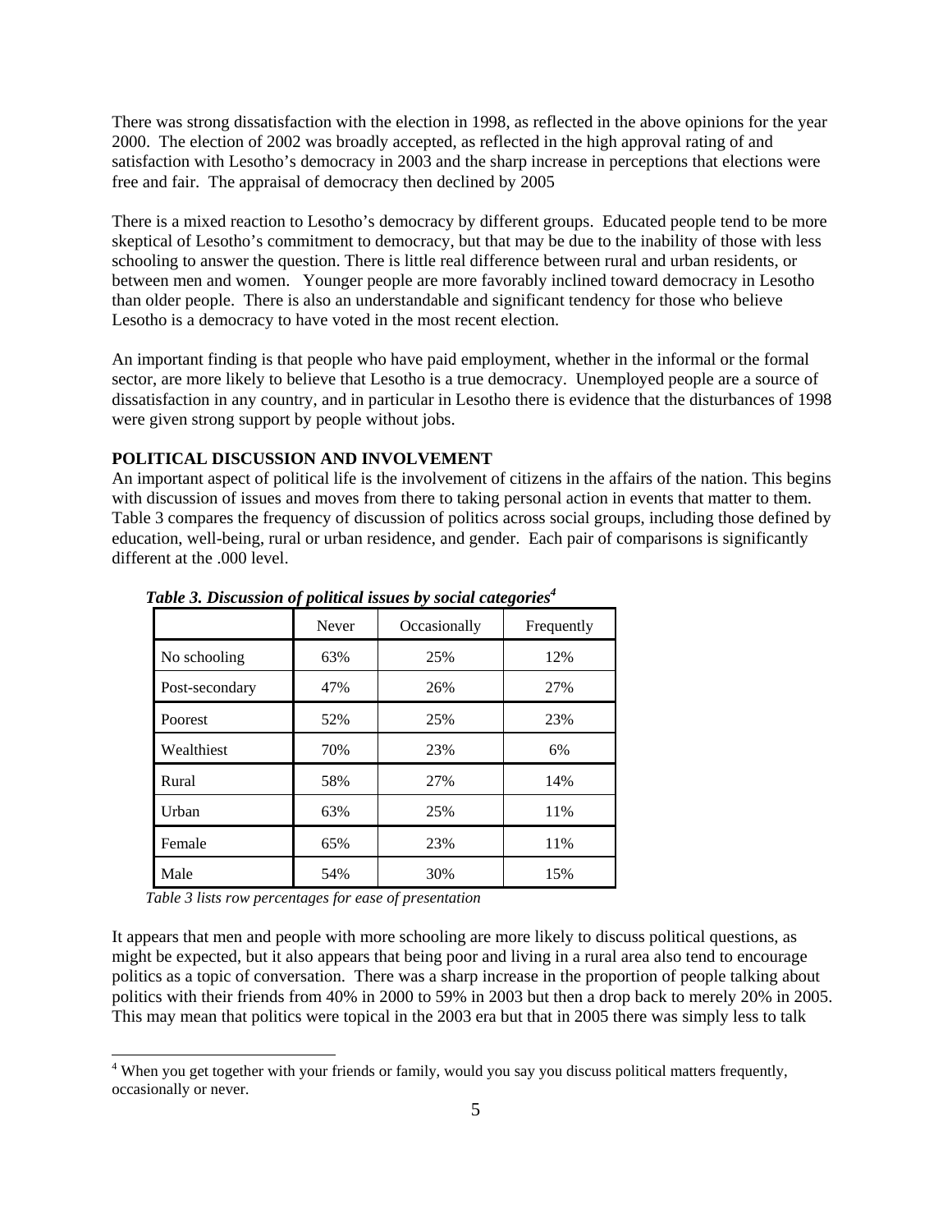There was strong dissatisfaction with the election in 1998, as reflected in the above opinions for the year 2000. The election of 2002 was broadly accepted, as reflected in the high approval rating of and satisfaction with Lesotho's democracy in 2003 and the sharp increase in perceptions that elections were free and fair. The appraisal of democracy then declined by 2005

There is a mixed reaction to Lesotho's democracy by different groups. Educated people tend to be more skeptical of Lesotho's commitment to democracy, but that may be due to the inability of those with less schooling to answer the question. There is little real difference between rural and urban residents, or between men and women. Younger people are more favorably inclined toward democracy in Lesotho than older people. There is also an understandable and significant tendency for those who believe Lesotho is a democracy to have voted in the most recent election.

An important finding is that people who have paid employment, whether in the informal or the formal sector, are more likely to believe that Lesotho is a true democracy. Unemployed people are a source of dissatisfaction in any country, and in particular in Lesotho there is evidence that the disturbances of 1998 were given strong support by people without jobs.

## POLITICAL DISCUSSION AND INVOLVEMENT

An important aspect of political life is the involvement of citizens in the affairs of the nation. This begins with discussion of issues and moves from there to taking personal action in events that matter to them. Table 3 compares the frequency of discussion of politics across social groups, including those defined by education, well-being, rural or urban residence, and gender. Each pair of comparisons is significantly different at the .000 level.

***Table 3. Discussion of political issues by social categories*[4]**

| | Never | Occasionally | Frequently |
|---|---|---|---|
| No schooling | 63% | 25% | 12% |
| Post-secondary | 47% | 26% | 27% |
| Poorest | 52% | 25% | 23% |
| Wealthiest | 70% | 23% | 6% |
| Rural | 58% | 27% | 14% |
| Urban | 63% | 25% | 11% |
| Female | 65% | 23% | 11% |
| Male | 54% | 30% | 15% |

*Table 3 lists row percentages for ease of presentation*

It appears that men and people with more schooling are more likely to discuss political questions, as might be expected, but it also appears that being poor and living in a rural area also tend to encourage politics as a topic of conversation. There was a sharp increase in the proportion of people talking about politics with their friends from 40% in 2000 to 59% in 2003 but then a drop back to merely 20% in 2005. This may mean that politics were topical in the 2003 era but that in 2005 there was simply less to talk

[4] When you get together with your friends or family, would you say you discuss political matters frequently, occasionally or never.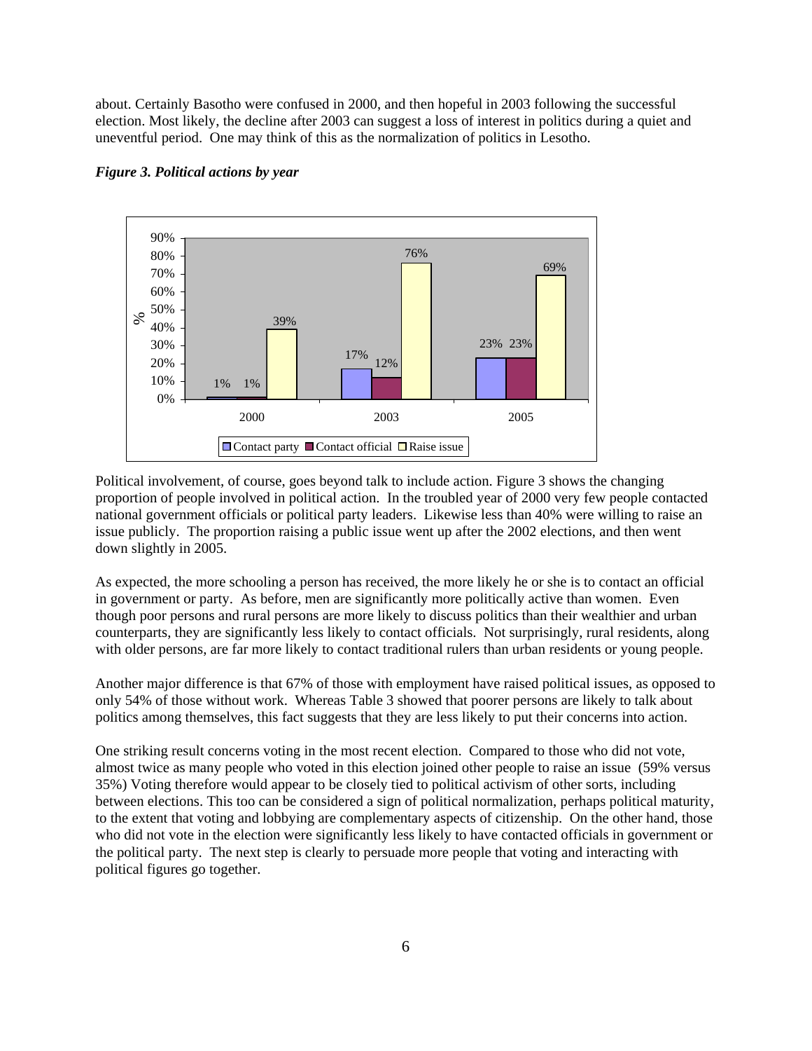about. Certainly Basotho were confused in 2000, and then hopeful in 2003 following the successful election. Most likely, the decline after 2003 can suggest a loss of interest in politics during a quiet and uneventful period. One may think of this as the normalization of politics in Lesotho.

***Figure 3. Political actions by year***

Political involvement, of course, goes beyond talk to include action. Figure 3 shows the changing proportion of people involved in political action. In the troubled year of 2000 very few people contacted national government officials or political party leaders. Likewise less than 40% were willing to raise an issue publicly. The proportion raising a public issue went up after the 2002 elections, and then went down slightly in 2005.

As expected, the more schooling a person has received, the more likely he or she is to contact an official in government or party. As before, men are significantly more politically active than women. Even though poor persons and rural persons are more likely to discuss politics than their wealthier and urban counterparts, they are significantly less likely to contact officials. Not surprisingly, rural residents, along with older persons, are far more likely to contact traditional rulers than urban residents or young people.

Another major difference is that 67% of those with employment have raised political issues, as opposed to only 54% of those without work. Whereas Table 3 showed that poorer persons are likely to talk about politics among themselves, this fact suggests that they are less likely to put their concerns into action.

One striking result concerns voting in the most recent election. Compared to those who did not vote, almost twice as many people who voted in this election joined other people to raise an issue (59% versus 35%) Voting therefore would appear to be closely tied to political activism of other sorts, including between elections. This too can be considered a sign of political normalization, perhaps political maturity, to the extent that voting and lobbying are complementary aspects of citizenship. On the other hand, those who did not vote in the election were significantly less likely to have contacted officials in government or the political party. The next step is clearly to persuade more people that voting and interacting with political figures go together.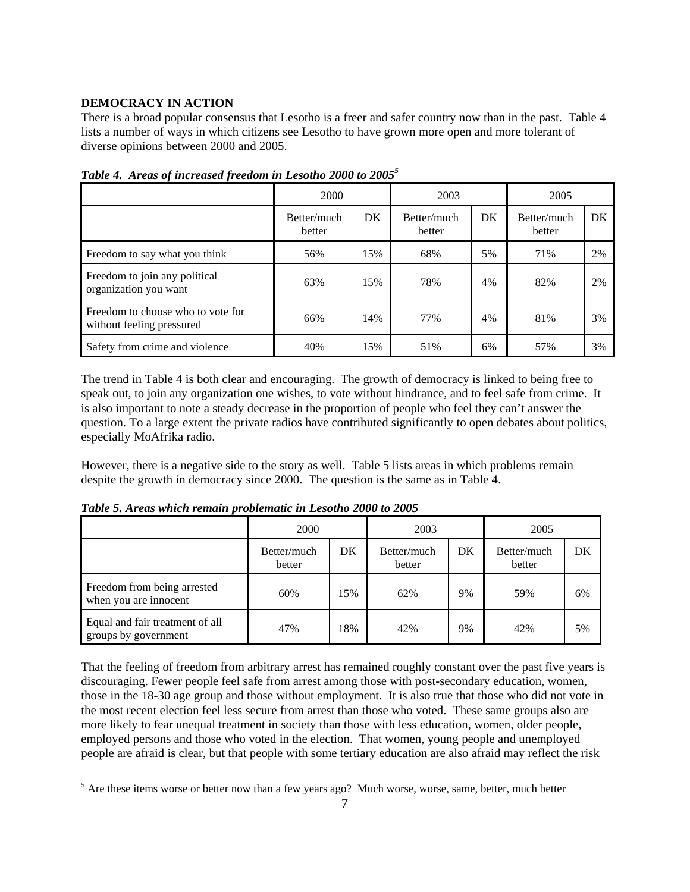**DEMOCRACY IN ACTION**

There is a broad popular consensus that Lesotho is a freer and safer country now than in the past. Table 4 lists a number of ways in which citizens see Lesotho to have grown more open and more tolerant of diverse opinions between 2000 and 2005.

*Table 4. Areas of increased freedom in Lesotho 2000 to 2005*[5]

| | 2000 | | 2003 | | 2005 | |
|---|---|---|---|---|---|---|
| | Better/much better | DK | Better/much better | DK | Better/much better | DK |
| Freedom to say what you think | 56% | 15% | 68% | 5% | 71% | 2% |
| Freedom to join any political organization you want | 63% | 15% | 78% | 4% | 82% | 2% |
| Freedom to choose who to vote for without feeling pressured | 66% | 14% | 77% | 4% | 81% | 3% |
| Safety from crime and violence | 40% | 15% | 51% | 6% | 57% | 3% |

The trend in Table 4 is both clear and encouraging. The growth of democracy is linked to being free to speak out, to join any organization one wishes, to vote without hindrance, and to feel safe from crime. It is also important to note a steady decrease in the proportion of people who feel they can't answer the question. To a large extent the private radios have contributed significantly to open debates about politics, especially MoAfrika radio.

However, there is a negative side to the story as well. Table 5 lists areas in which problems remain despite the growth in democracy since 2000. The question is the same as in Table 4.

*Table 5. Areas which remain problematic in Lesotho 2000 to 2005*

| | 2000 | | 2003 | | 2005 | |
|---|---|---|---|---|---|---|
| | Better/much better | DK | Better/much better | DK | Better/much better | DK |
| Freedom from being arrested when you are innocent | 60% | 15% | 62% | 9% | 59% | 6% |
| Equal and fair treatment of all groups by government | 47% | 18% | 42% | 9% | 42% | 5% |

That the feeling of freedom from arbitrary arrest has remained roughly constant over the past five years is discouraging. Fewer people feel safe from arrest among those with post-secondary education, women, those in the 18-30 age group and those without employment. It is also true that those who did not vote in the most recent election feel less secure from arrest than those who voted. These same groups also are more likely to fear unequal treatment in society than those with less education, women, older people, employed persons and those who voted in the election. That women, young people and unemployed people are afraid is clear, but that people with some tertiary education are also afraid may reflect the risk

[5] Are these items worse or better now than a few years ago? Much worse, worse, same, better, much better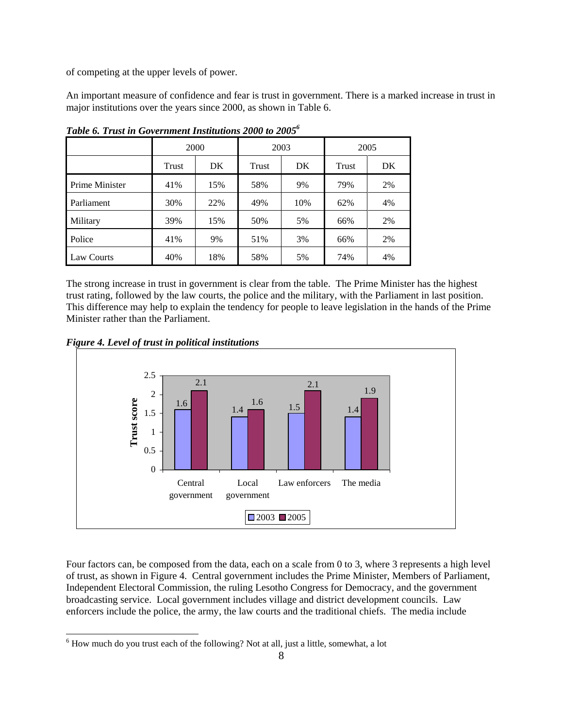of competing at the upper levels of power.

An important measure of confidence and fear is trust in government. There is a marked increase in trust in major institutions over the years since 2000, as shown in Table 6.

***Table 6. Trust in Government Institutions 2000 to 2005***[6]

| | 2000 | | 2003 | | 2005 | |
|---|---|---|---|---|---|---|
| | Trust | DK | Trust | DK | Trust | DK |
| Prime Minister | 41% | 15% | 58% | 9% | 79% | 2% |
| Parliament | 30% | 22% | 49% | 10% | 62% | 4% |
| Military | 39% | 15% | 50% | 5% | 66% | 2% |
| Police | 41% | 9% | 51% | 3% | 66% | 2% |
| Law Courts | 40% | 18% | 58% | 5% | 74% | 4% |

The strong increase in trust in government is clear from the table. The Prime Minister has the highest trust rating, followed by the law courts, the police and the military, with the Parliament in last position. This difference may help to explain the tendency for people to leave legislation in the hands of the Prime Minister rather than the Parliament.

***Figure 4. Level of trust in political institutions***

| Trust score | 2003 | 2005 |
|---|---|---|
| Central government | 1.6 | 2.1 |
| Local government | 1.4 | 1.6 |
| Law enforcers | 1.5 | 2.1 |
| The media | 1.4 | 1.9 |

Four factors can, be composed from the data, each on a scale from 0 to 3, where 3 represents a high level of trust, as shown in Figure 4. Central government includes the Prime Minister, Members of Parliament, Independent Electoral Commission, the ruling Lesotho Congress for Democracy, and the government broadcasting service. Local government includes village and district development councils. Law enforcers include the police, the army, the law courts and the traditional chiefs. The media include

[6] How much do you trust each of the following? Not at all, just a little, somewhat, a lot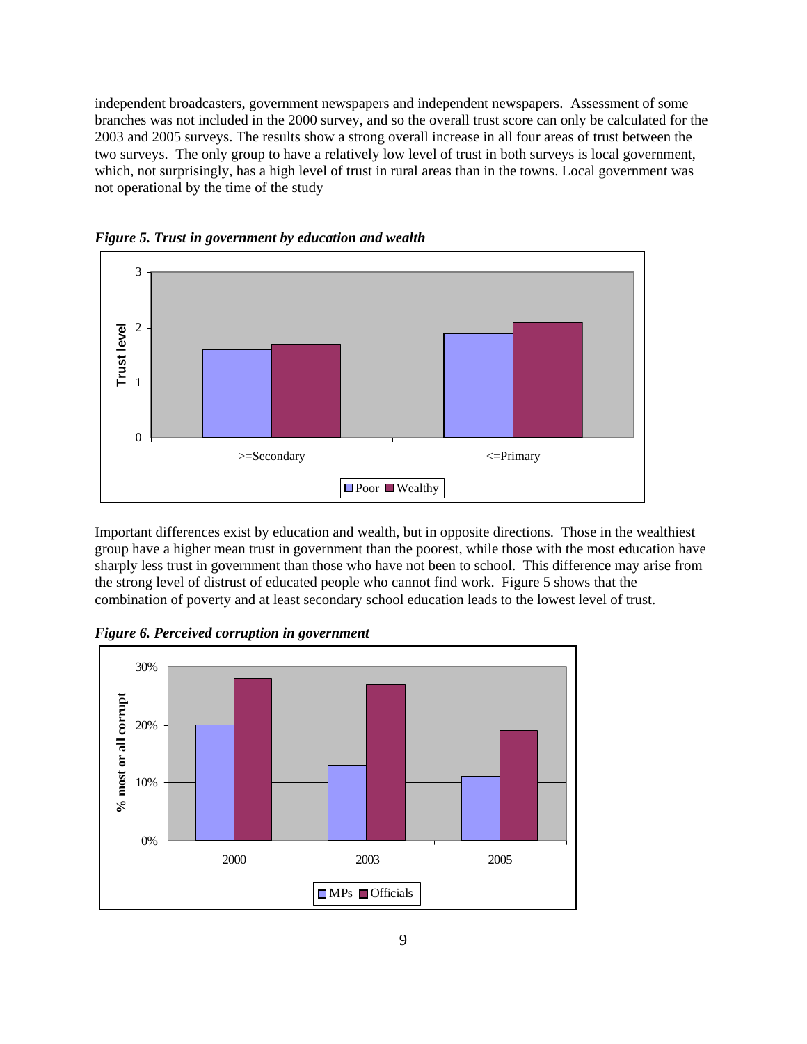independent broadcasters, government newspapers and independent newspapers. Assessment of some branches was not included in the 2000 survey, and so the overall trust score can only be calculated for the 2003 and 2005 surveys. The results show a strong overall increase in all four areas of trust between the two surveys. The only group to have a relatively low level of trust in both surveys is local government, which, not surprisingly, has a high level of trust in rural areas than in the towns. Local government was not operational by the time of the study

***Figure 5. Trust in government by education and wealth***

Important differences exist by education and wealth, but in opposite directions. Those in the wealthiest group have a higher mean trust in government than the poorest, while those with the most education have sharply less trust in government than those who have not been to school. This difference may arise from the strong level of distrust of educated people who cannot find work. Figure 5 shows that the combination of poverty and at least secondary school education leads to the lowest level of trust.

***Figure 6. Perceived corruption in government***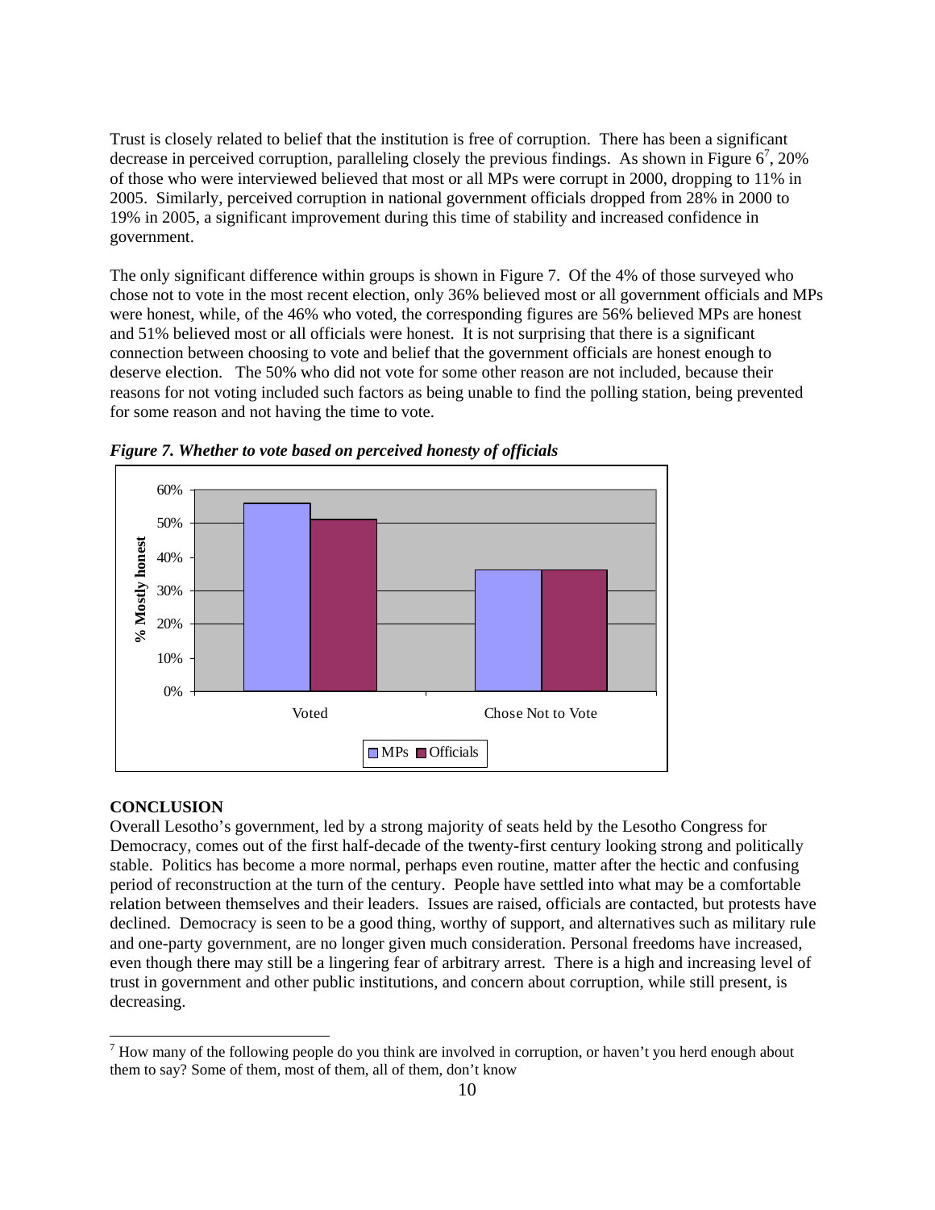Trust is closely related to belief that the institution is free of corruption. There has been a significant decrease in perceived corruption, paralleling closely the previous findings. As shown in Figure 6[7], 20% of those who were interviewed believed that most or all MPs were corrupt in 2000, dropping to 11% in 2005. Similarly, perceived corruption in national government officials dropped from 28% in 2000 to 19% in 2005, a significant improvement during this time of stability and increased confidence in government.

The only significant difference within groups is shown in Figure 7. Of the 4% of those surveyed who chose not to vote in the most recent election, only 36% believed most or all government officials and MPs were honest, while, of the 46% who voted, the corresponding figures are 56% believed MPs are honest and 51% believed most or all officials were honest. It is not surprising that there is a significant connection between choosing to vote and belief that the government officials are honest enough to deserve election. The 50% who did not vote for some other reason are not included, because their reasons for not voting included such factors as being unable to find the polling station, being prevented for some reason and not having the time to vote.

***Figure 7. Whether to vote based on perceived honesty of officials***

| | MPs | Officials |
|---|---|---|
| Voted | 56% | 51% |
| Chose Not to Vote | 36% | 36% |

## CONCLUSION

Overall Lesotho's government, led by a strong majority of seats held by the Lesotho Congress for Democracy, comes out of the first half-decade of the twenty-first century looking strong and politically stable. Politics has become a more normal, perhaps even routine, matter after the hectic and confusing period of reconstruction at the turn of the century. People have settled into what may be a comfortable relation between themselves and their leaders. Issues are raised, officials are contacted, but protests have declined. Democracy is seen to be a good thing, worthy of support, and alternatives such as military rule and one-party government, are no longer given much consideration. Personal freedoms have increased, even though there may still be a lingering fear of arbitrary arrest. There is a high and increasing level of trust in government and other public institutions, and concern about corruption, while still present, is decreasing.

---

[7] How many of the following people do you think are involved in corruption, or haven't you herd enough about them to say? Some of them, most of them, all of them, don't know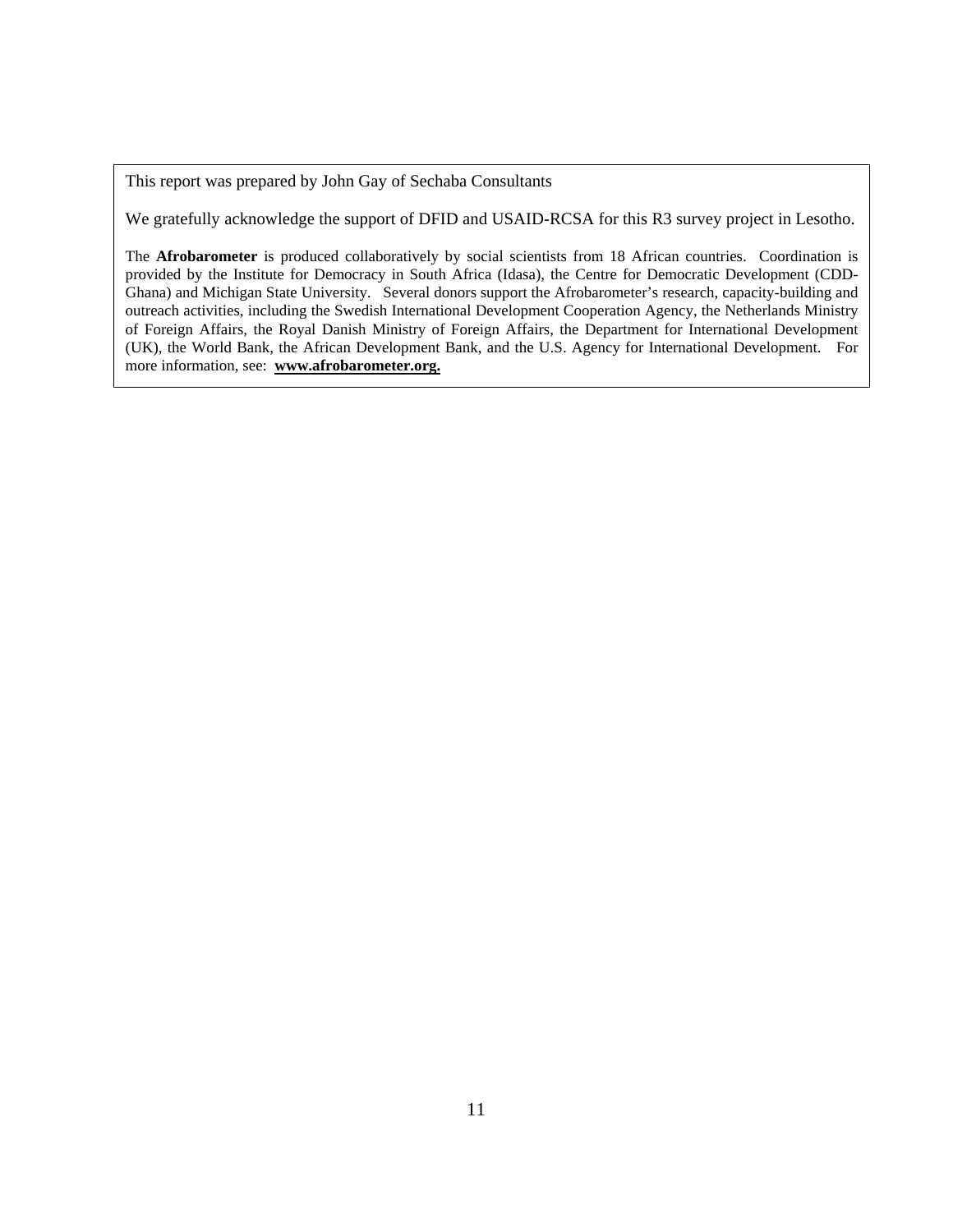This report was prepared by John Gay of Sechaba Consultants

We gratefully acknowledge the support of DFID and USAID-RCSA for this R3 survey project in Lesotho.

The **Afrobarometer** is produced collaboratively by social scientists from 18 African countries. Coordination is provided by the Institute for Democracy in South Africa (Idasa), the Centre for Democratic Development (CDD-Ghana) and Michigan State University. Several donors support the Afrobarometer's research, capacity-building and outreach activities, including the Swedish International Development Cooperation Agency, the Netherlands Ministry of Foreign Affairs, the Royal Danish Ministry of Foreign Affairs, the Department for International Development (UK), the World Bank, the African Development Bank, and the U.S. Agency for International Development. For more information, see: **www.afrobarometer.org.**